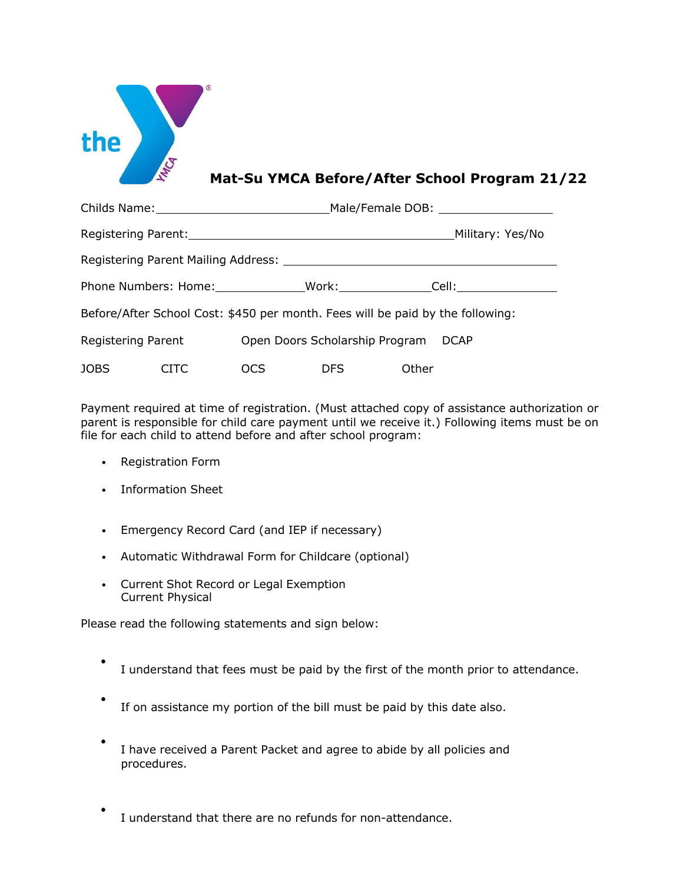# Mat-Su YMCA Before/After School Program 21/22

Childs Name:\_\_\_\_\_\_\_\_\_\_\_\_\_\_\_\_\_\_\_\_\_\_\_\_\_\_Male/Female DOB: \_\_\_\_\_\_\_\_\_\_\_\_\_\_\_\_\_

Registering Parent:\_\_\_\_\_\_\_\_\_\_\_\_\_\_\_\_\_\_\_\_\_\_\_\_\_\_\_\_\_\_\_\_\_\_\_\_\_\_\_\_Military: Yes/No

Registering Parent Mailing Address: \_\_\_\_\_\_\_\_\_\_\_\_\_\_\_\_\_\_\_\_\_\_\_\_\_\_\_\_\_\_\_\_\_\_\_\_\_\_\_\_\_\_

Phone Numbers: Home:\_\_\_\_\_\_\_\_\_\_\_\_\_\_Work:\_\_\_\_\_\_\_\_\_\_\_\_\_\_Cell:\_\_\_\_\_\_\_\_\_\_\_\_\_\_\_

Before/After School Cost: $450 per month. Fees will be paid by the following:

Registering Parent    Open Doors Scholarship Program    DCAP

JOBS    CITC    OCS    DFS    Other

Payment required at time of registration. (Must attached copy of assistance authorization or parent is responsible for child care payment until we receive it.) Following items must be on file for each child to attend before and after school program:

- Registration Form
- Information Sheet
- Emergency Record Card (and IEP if necessary)
- Automatic Withdrawal Form for Childcare (optional)
- Current Shot Record or Legal Exemption
  Current Physical

Please read the following statements and sign below:

- I understand that fees must be paid by the first of the month prior to attendance.
- If on assistance my portion of the bill must be paid by this date also.
- I have received a Parent Packet and agree to abide by all policies and procedures.
- I understand that there are no refunds for non-attendance.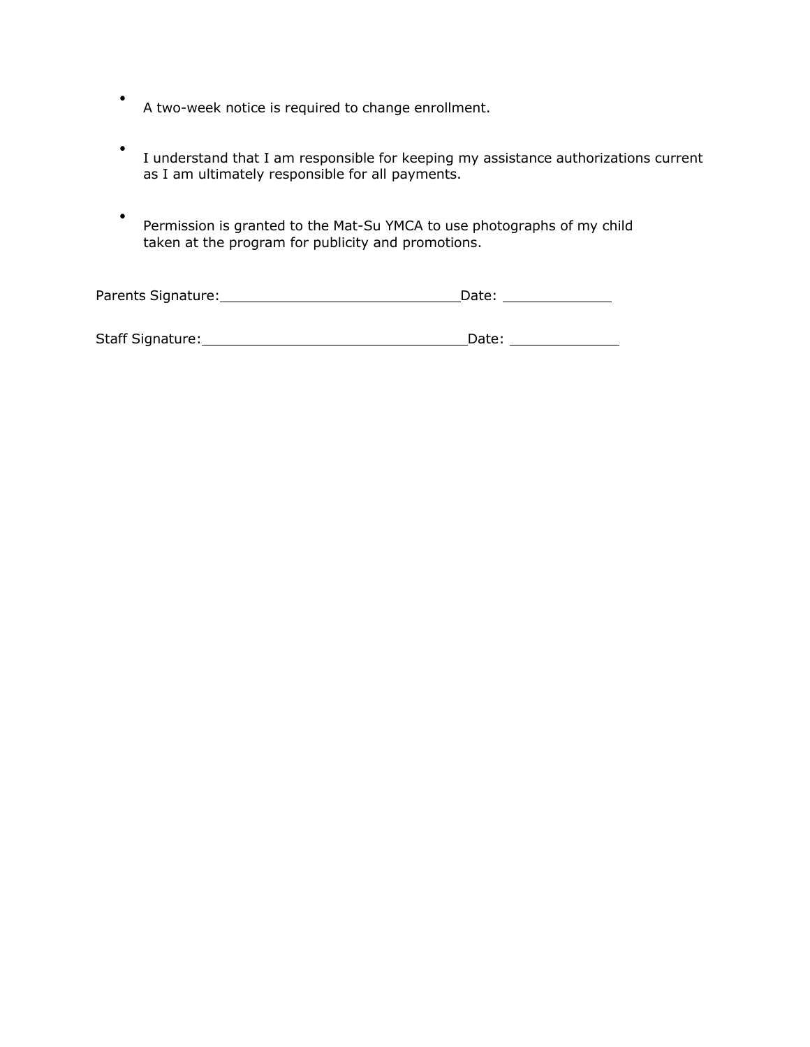- A two-week notice is required to change enrollment.

- I understand that I am responsible for keeping my assistance authorizations current as I am ultimately responsible for all payments.

- Permission is granted to the Mat-Su YMCA to use photographs of my child taken at the program for publicity and promotions.

Parents Signature:______________________________Date: _____________

Staff Signature:_________________________________Date: _____________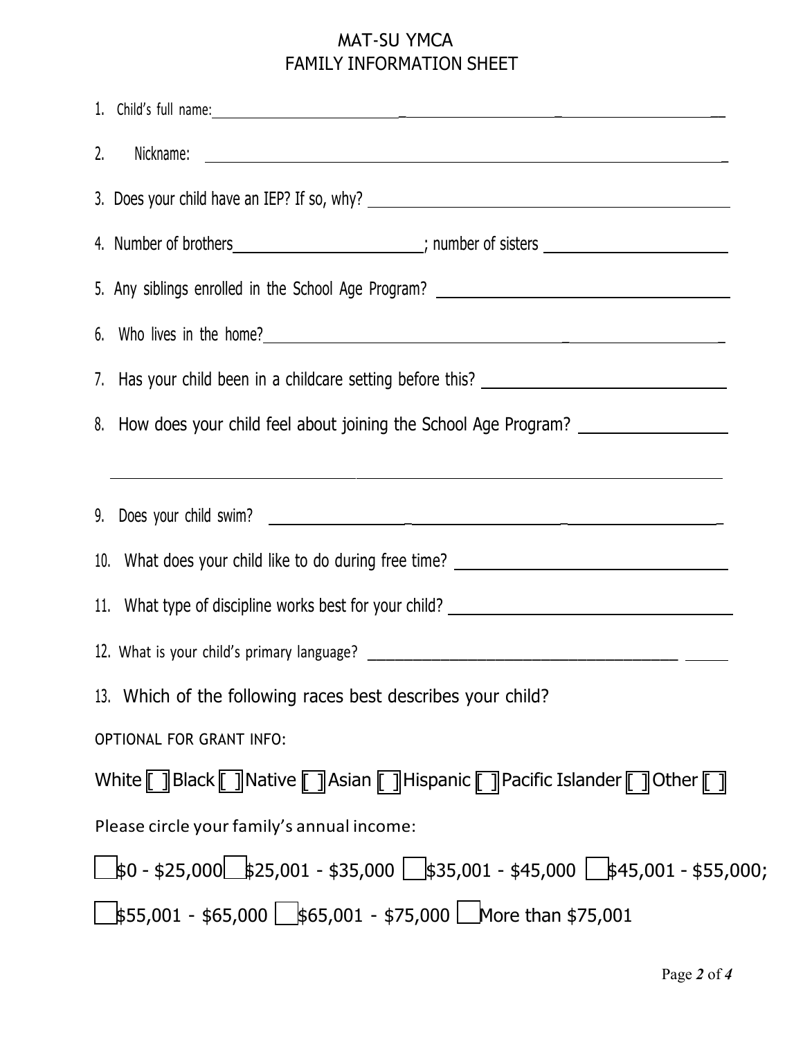# MAT-SU YMCA
## FAMILY INFORMATION SHEET

1. Child's full name: ______________________________________________

2. Nickname: ______________________________________________

3. Does your child have an IEP? If so, why? ______________________________________________

4. Number of brothers ____________________; number of sisters ____________________

5. Any siblings enrolled in the School Age Program? ______________________________________________

6. Who lives in the home? ______________________________________________

7. Has your child been in a childcare setting before this? ______________________________________________

8. How does your child feel about joining the School Age Program? ______________________________________________

______________________________________________

9. Does your child swim? ______________________________________________

10. What does your child like to do during free time? ______________________________________________

11. What type of discipline works best for your child? ______________________________________________

12. What is your child's primary language? ______________________________________________

13. Which of the following races best describes your child?

OPTIONAL FOR GRANT INFO:

White [ ] Black [ ] Native [ ] Asian [ ] Hispanic [ ] Pacific Islander [ ] Other [ ]

Please circle your family's annual income:

☐ $0 - $25,000 ☐ $25,001 - $35,000 ☐ $35,001 - $45,000 ☐ $45,001 - $55,000;

☐ $55,001 - $65,000 ☐ $65,001 - $75,000 ☐ More than $75,001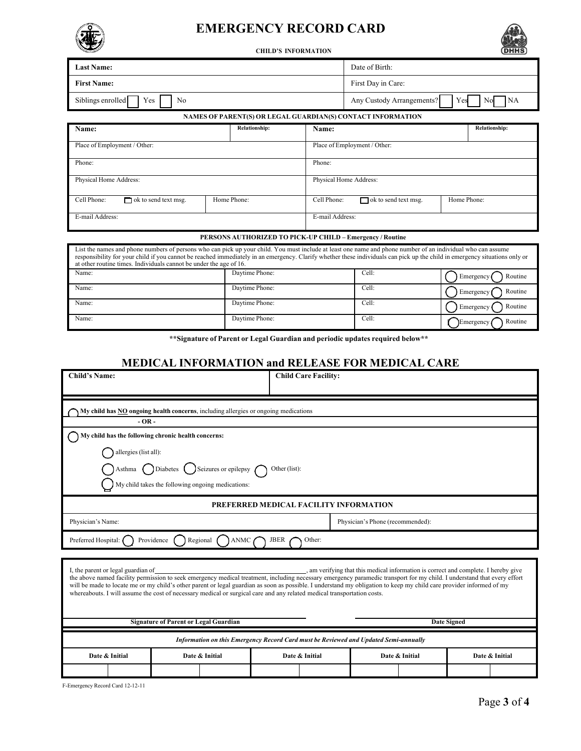# EMERGENCY RECORD CARD

**CHILD'S INFORMATION**

| **Last Name:** | Date of Birth: |
|---|---|
| **First Name:** | First Day in Care: |
| Siblings enrolled ☐ Yes ☐ No | Any Custody Arrangements? ☐ Yes ☐ No ☐ NA |

**NAMES OF PARENT(S) OR LEGAL GUARDIAN(S) CONTACT INFORMATION**

| **Name:** | **Relationship:** | **Name:** | **Relationship:** |
|---|---|---|---|
| Place of Employment / Other: | | Place of Employment / Other: | |
| Phone: | | Phone: | |
| Physical Home Address: | | Physical Home Address: | |
| Cell Phone: ☐ ok to send text msg. | Home Phone: | Cell Phone: ☐ ok to send text msg. | Home Phone: |
| E-mail Address: | | E-mail Address: | |

**PERSONS AUTHORIZED TO PICK-UP CHILD – Emergency / Routine**

List the names and phone numbers of persons who can pick up your child. You must include at least one name and phone number of an individual who can assume responsibility for your child if you cannot be reached immediately in an emergency. Clarify whether these individuals can pick up the child in emergency situations only or at other routine times. Individuals cannot be under the age of 16.

| Name: | Daytime Phone: | Cell: | ◯ Emergency ◯ Routine |
|---|---|---|---|
| Name: | Daytime Phone: | Cell: | ◯ Emergency ◯ Routine |
| Name: | Daytime Phone: | Cell: | ◯ Emergency ◯ Routine |
| Name: | Daytime Phone: | Cell: | ◯ Emergency ◯ Routine |

**\*\*Signature of Parent or Legal Guardian and periodic updates required below\*\***

## MEDICAL INFORMATION and RELEASE FOR MEDICAL CARE

| **Child's Name:** | **Child Care Facility:** |
|---|---|

◯ **My child has NO ongoing health concerns**, including allergies or ongoing medications

**- OR -**

◯ **My child has the following chronic health concerns:**

◯ allergies (list all):

◯ Asthma ◯ Diabetes ◯ Seizures or epilepsy ◯ Other (list):

◯ My child takes the following ongoing medications:

**PREFERRED MEDICAL FACILITY INFORMATION**

| Physician's Name: | Physician's Phone (recommended): |
|---|---|
| Preferred Hospital: ◯ Providence ◯ Regional ◯ ANMC ◯ JBER ◯ Other: | |

I, the parent or legal guardian of \_\_\_\_\_\_\_\_\_\_\_\_\_\_\_\_\_\_\_\_, am verifying that this medical information is correct and complete. I hereby give the above named facility permission to seek emergency medical treatment, including necessary emergency paramedic transport for my child. I understand that every effort will be made to locate me or my child's other parent or legal guardian as soon as possible. I understand my obligation to keep my child care provider informed of my whereabouts. I will assume the cost of necessary medical or surgical care and any related medical transportation costs.

| **Signature of Parent or Legal Guardian** | **Date Signed** |
|---|---|

***Information on this Emergency Record Card must be Reviewed and Updated Semi-annually***

| **Date & Initial** | | **Date & Initial** | | **Date & Initial** | | **Date & Initial** | | **Date & Initial** | |
|---|---|---|---|---|---|---|---|---|---|
| | | | | | | | | | |

F-Emergency Record Card 12-12-11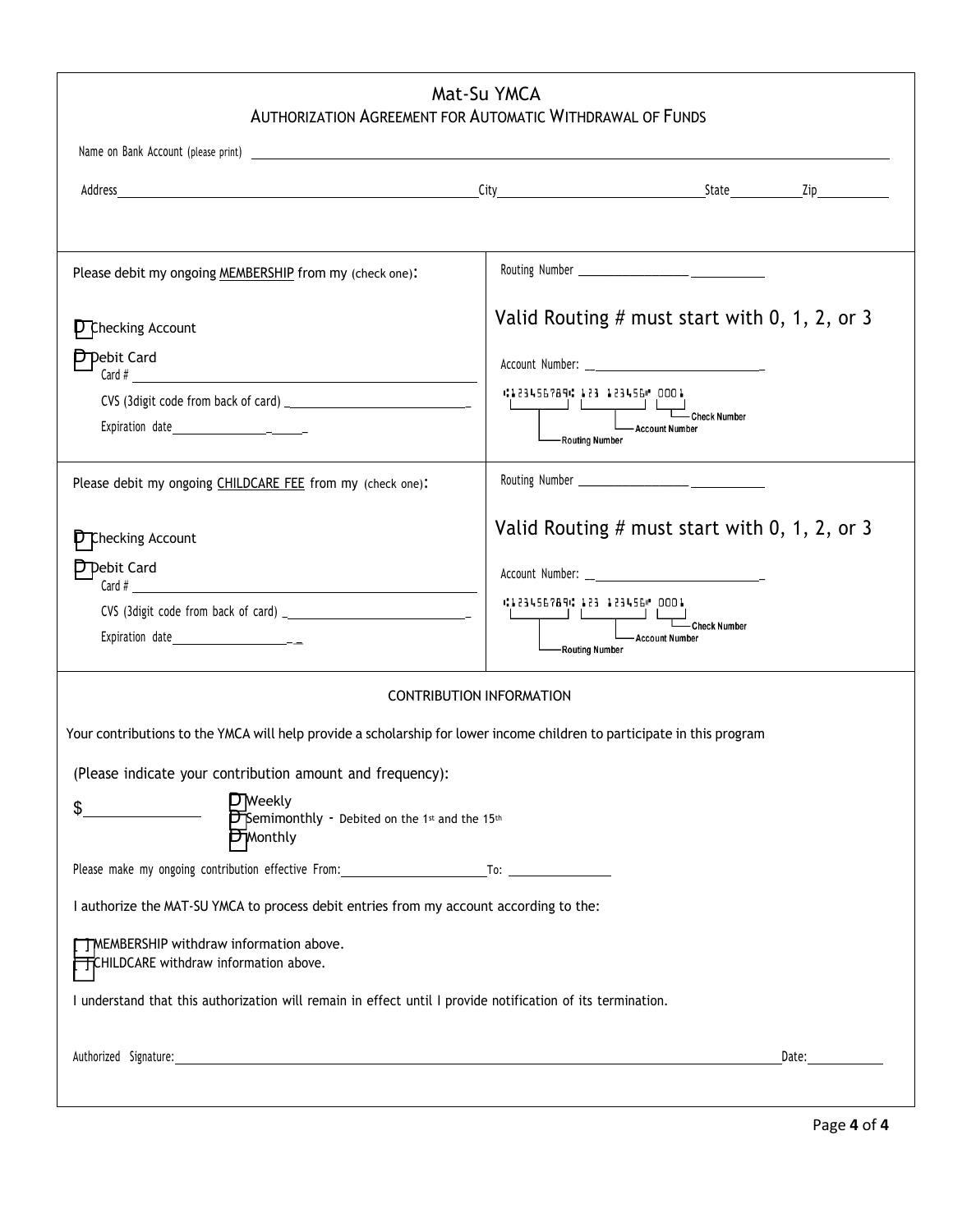# Mat-Su YMCA

## AUTHORIZATION AGREEMENT FOR AUTOMATIC WITHDRAWAL OF FUNDS

Name on Bank Account (please print) ______________________________

Address ______________________________ City ______________________________ State __________ Zip __________

| | |
|---|---|
| Please debit my ongoing MEMBERSHIP from my (check one):<br><br>☐ Checking Account<br>☐ Debit Card<br>Card # ______________________________<br>CVS (3digit code from back of card) ______________________________<br>Expiration date ________________ | Routing Number ______________________________<br><br>Valid Routing # must start with 0, 1, 2, or 3<br><br>Account Number: ______________________________<br><br>⑆123456789⑆ 123 123456⑈ 0001<br>Routing Number / Account Number / Check Number |
| Please debit my ongoing CHILDCARE FEE from my (check one):<br><br>☐ Checking Account<br>☐ Debit Card<br>Card # ______________________________<br>CVS (3digit code from back of card) ______________________________<br>Expiration date ________________ | Routing Number ______________________________<br><br>Valid Routing # must start with 0, 1, 2, or 3<br><br>Account Number: ______________________________<br><br>⑆123456789⑆ 123 123456⑈ 0001<br>Routing Number / Account Number / Check Number |

### CONTRIBUTION INFORMATION

Your contributions to the YMCA will help provide a scholarship for lower income children to participate in this program

(Please indicate your contribution amount and frequency):

$ ______________

☐ Weekly
☐ Semimonthly - Debited on the 1st and the 15th
☐ Monthly

Please make my ongoing contribution effective From: ______________________ To: ________________

I authorize the MAT-SU YMCA to process debit entries from my account according to the:

[ ] MEMBERSHIP withdraw information above.
[ ] CHILDCARE withdraw information above.

I understand that this authorization will remain in effect until I provide notification of its termination.

Authorized Signature: ______________________________________________ Date: ____________